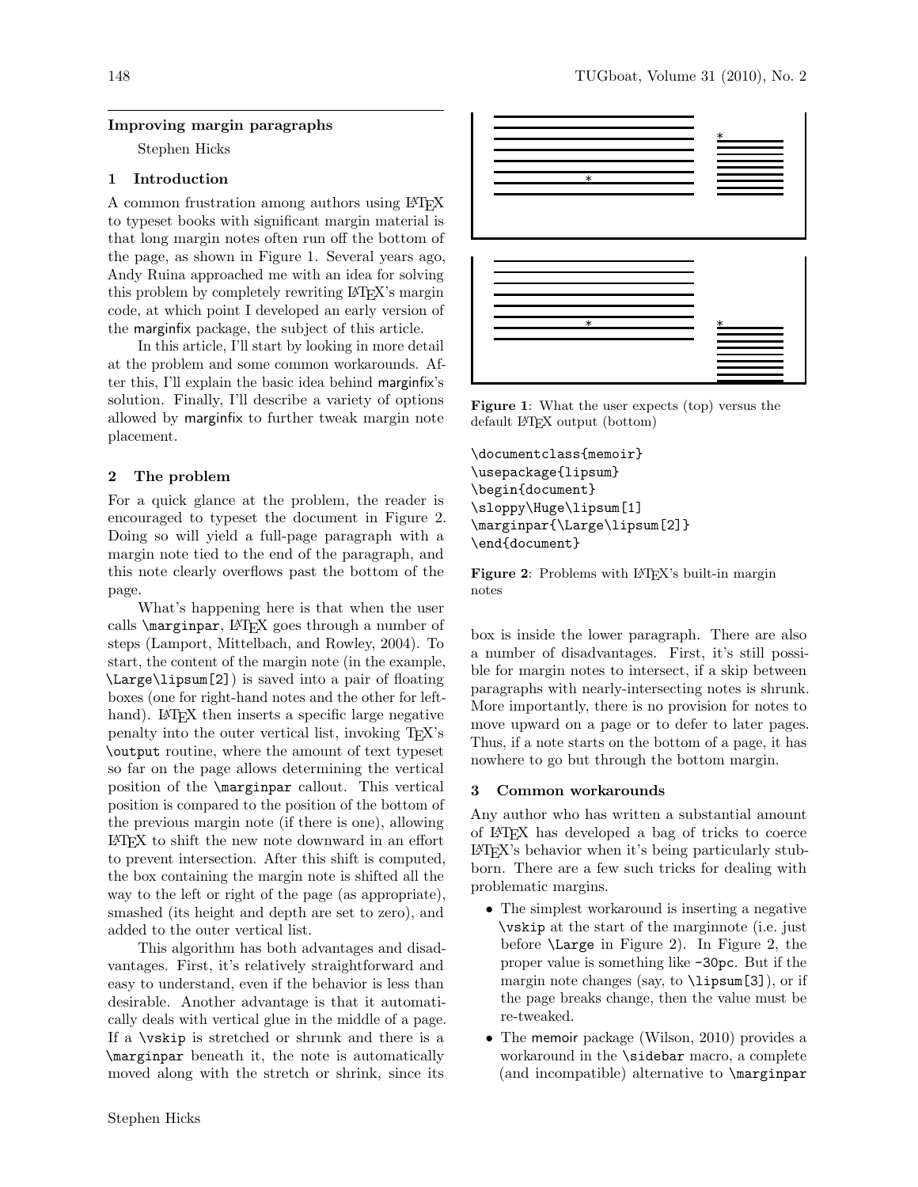## Improving margin paragraphs

Stephen Hicks

### 1 Introduction

A common frustration among authors using LaTeX to typeset books with significant margin material is that long margin notes often run off the bottom of the page, as shown in Figure 1. Several years ago, Andy Ruina approached me with an idea for solving this problem by completely rewriting LaTeX's margin code, at which point I developed an early version of the marginfix package, the subject of this article.

In this article, I'll start by looking in more detail at the problem and some common workarounds. After this, I'll explain the basic idea behind marginfix's solution. Finally, I'll describe a variety of options allowed by marginfix to further tweak margin note placement.

### 2 The problem

For a quick glance at the problem, the reader is encouraged to typeset the document in Figure 2. Doing so will yield a full-page paragraph with a margin note tied to the end of the paragraph, and this note clearly overflows past the bottom of the page.

What's happening here is that when the user calls `\marginpar`, LaTeX goes through a number of steps (Lamport, Mittelbach, and Rowley, 2004). To start, the content of the margin note (in the example, `\Large\lipsum[2]`) is saved into a pair of floating boxes (one for right-hand notes and the other for left-hand). LaTeX then inserts a specific large negative penalty into the outer vertical list, invoking TeX's `\output` routine, where the amount of text typeset so far on the page allows determining the vertical position of the `\marginpar` callout. This vertical position is compared to the position of the bottom of the previous margin note (if there is one), allowing LaTeX to shift the new note downward in an effort to prevent intersection. After this shift is computed, the box containing the margin note is shifted all the way to the left or right of the page (as appropriate), smashed (its height and depth are set to zero), and added to the outer vertical list.

This algorithm has both advantages and disadvantages. First, it's relatively straightforward and easy to understand, even if the behavior is less than desirable. Another advantage is that it automatically deals with vertical glue in the middle of a page. If a `\vskip` is stretched or shrunk and there is a `\marginpar` beneath it, the note is automatically moved along with the stretch or shrink, since its box is inside the lower paragraph. There are also a number of disadvantages. First, it's still possible for margin notes to intersect, if a skip between paragraphs with nearly-intersecting notes is shrunk. More importantly, there is no provision for notes to move upward on a page or to defer to later pages. Thus, if a note starts on the bottom of a page, it has nowhere to go but through the bottom margin.

**Figure 1**: What the user expects (top) versus the default LaTeX output (bottom)

```
\documentclass{memoir}
\usepackage{lipsum}
\begin{document}
\sloppy\Huge\lipsum[1]
\marginpar{\Large\lipsum[2]}
\end{document}
```

**Figure 2**: Problems with LaTeX's built-in margin notes

### 3 Common workarounds

Any author who has written a substantial amount of LaTeX has developed a bag of tricks to coerce LaTeX's behavior when it's being particularly stubborn. There are a few such tricks for dealing with problematic margins.

- The simplest workaround is inserting a negative `\vskip` at the start of the marginnote (i.e. just before `\Large` in Figure 2). In Figure 2, the proper value is something like `-30pc`. But if the margin note changes (say, to `\lipsum[3]`), or if the page breaks change, then the value must be re-tweaked.
- The memoir package (Wilson, 2010) provides a workaround in the `\sidebar` macro, a complete (and incompatible) alternative to `\marginpar`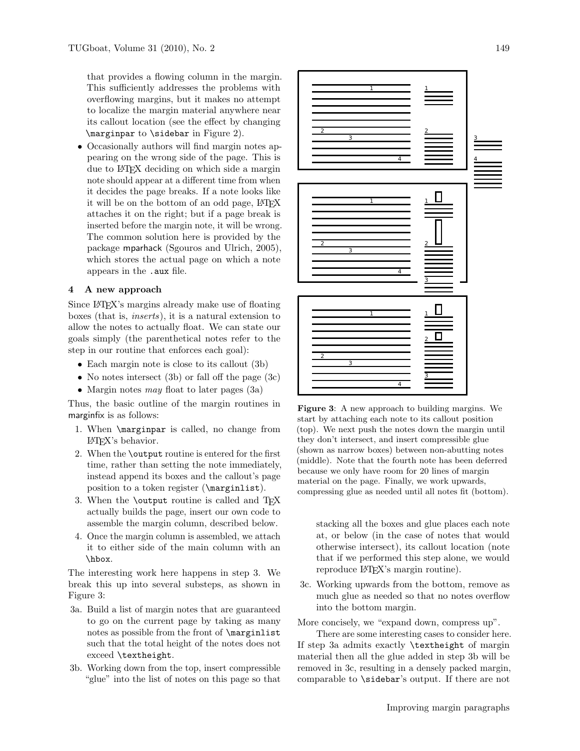that provides a flowing column in the margin. This sufficiently addresses the problems with overflowing margins, but it makes no attempt to localize the margin material anywhere near its callout location (see the effect by changing `\marginpar` to `\sidebar` in Figure 2).

- Occasionally authors will find margin notes appearing on the wrong side of the page. This is due to LaTeX deciding on which side a margin note should appear at a different time from when it decides the page breaks. If a note looks like it will be on the bottom of an odd page, LaTeX attaches it on the right; but if a page break is inserted before the margin note, it will be wrong. The common solution here is provided by the package mparhack (Sgouros and Ulrich, 2005), which stores the actual page on which a note appears in the `.aux` file.

## 4 A new approach

Since LaTeX's margins already make use of floating boxes (that is, *inserts*), it is a natural extension to allow the notes to actually float. We can state our goals simply (the parenthetical notes refer to the step in our routine that enforces each goal):

- Each margin note is close to its callout (3b)
- No notes intersect (3b) or fall off the page (3c)
- Margin notes *may* float to later pages (3a)

Thus, the basic outline of the margin routines in marginfix is as follows:

1. When `\marginpar` is called, no change from LaTeX's behavior.
2. When the `\output` routine is entered for the first time, rather than setting the note immediately, instead append its boxes and the callout's page position to a token register (`\marginlist`).
3. When the `\output` routine is called and TeX actually builds the page, insert our own code to assemble the margin column, described below.
4. Once the margin column is assembled, we attach it to either side of the main column with an `\hbox`.

The interesting work here happens in step 3. We break this up into several substeps, as shown in Figure 3:

3a. Build a list of margin notes that are guaranteed to go on the current page by taking as many notes as possible from the front of `\marginlist` such that the total height of the notes does not exceed `\textheight`.

3b. Working down from the top, insert compressible "glue" into the list of notes on this page so that stacking all the boxes and glue places each note at, or below (in the case of notes that would otherwise intersect), its callout location (note that if we performed this step alone, we would reproduce LaTeX's margin routine).

3c. Working upwards from the bottom, remove as much glue as needed so that no notes overflow into the bottom margin.

**Figure 3**: A new approach to building margins. We start by attaching each note to its callout position (top). We next push the notes down the margin until they don't intersect, and insert compressible glue (shown as narrow boxes) between non-abutting notes (middle). Note that the fourth note has been deferred because we only have room for 20 lines of margin material on the page. Finally, we work upwards, compressing glue as needed until all notes fit (bottom).

More concisely, we "expand down, compress up".

There are some interesting cases to consider here. If step 3a admits exactly `\textheight` of margin material then all the glue added in step 3b will be removed in 3c, resulting in a densely packed margin, comparable to `\sidebar`'s output. If there are not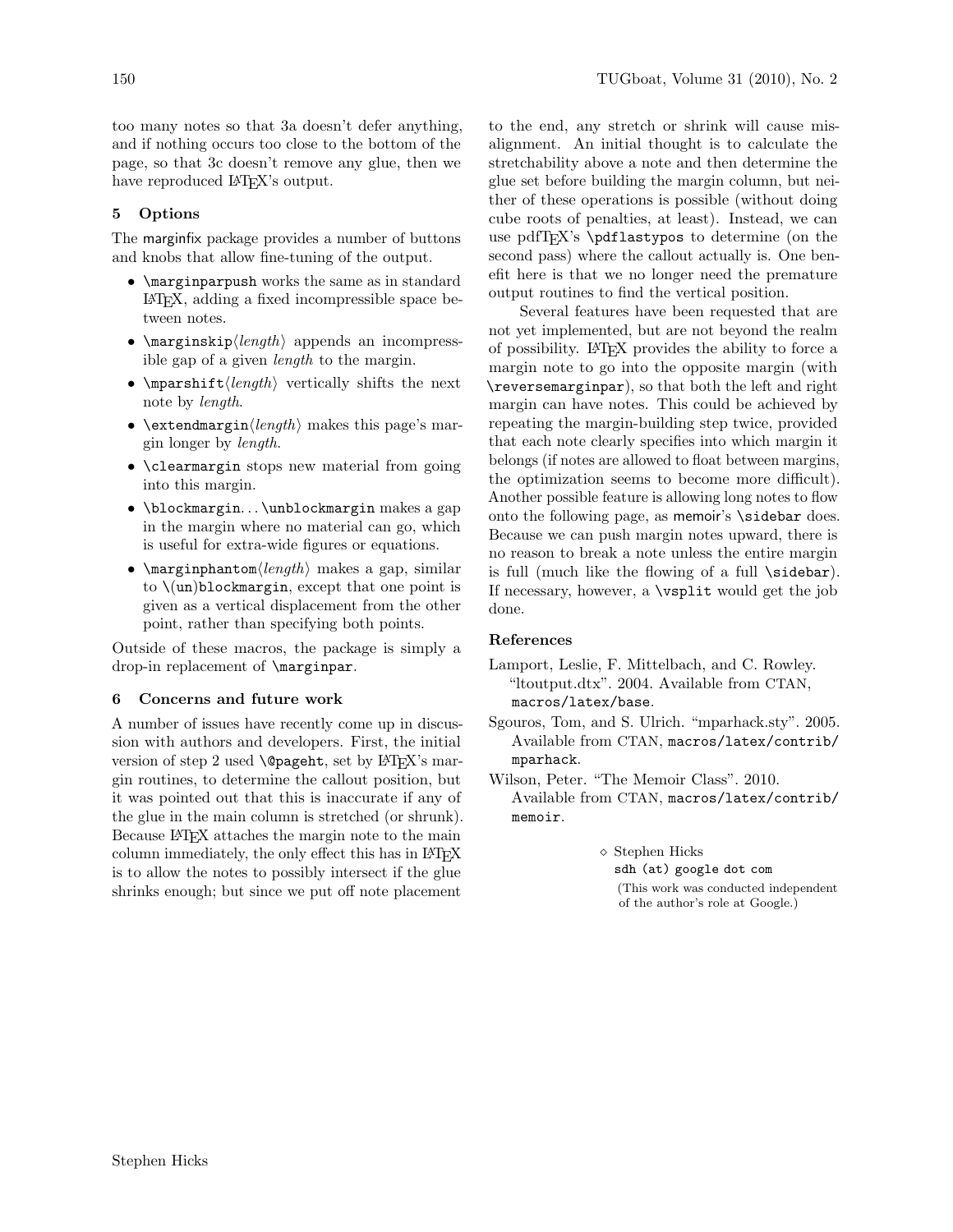too many notes so that 3a doesn't defer anything, and if nothing occurs too close to the bottom of the page, so that 3c doesn't remove any glue, then we have reproduced LaTeX's output.

## 5 Options

The marginfix package provides a number of buttons and knobs that allow fine-tuning of the output.

- `\marginparpush` works the same as in standard LaTeX, adding a fixed incompressible space between notes.
- `\marginskip`⟨*length*⟩ appends an incompressible gap of a given *length* to the margin.
- `\mparshift`⟨*length*⟩ vertically shifts the next note by *length*.
- `\extendmargin`⟨*length*⟩ makes this page's margin longer by *length*.
- `\clearmargin` stops new material from going into this margin.
- `\blockmargin`...`\unblockmargin` makes a gap in the margin where no material can go, which is useful for extra-wide figures or equations.
- `\marginphantom`⟨*length*⟩ makes a gap, similar to `\(un)blockmargin`, except that one point is given as a vertical displacement from the other point, rather than specifying both points.

Outside of these macros, the package is simply a drop-in replacement of `\marginpar`.

## 6 Concerns and future work

A number of issues have recently come up in discussion with authors and developers. First, the initial version of step 2 used `\@pageht`, set by LaTeX's margin routines, to determine the callout position, but it was pointed out that this is inaccurate if any of the glue in the main column is stretched (or shrunk). Because LaTeX attaches the margin note to the main column immediately, the only effect this has in LaTeX is to allow the notes to possibly intersect if the glue shrinks enough; but since we put off note placement to the end, any stretch or shrink will cause misalignment. An initial thought is to calculate the stretchability above a note and then determine the glue set before building the margin column, but neither of these operations is possible (without doing cube roots of penalties, at least). Instead, we can use pdfTeX's `\pdflastypos` to determine (on the second pass) where the callout actually is. One benefit here is that we no longer need the premature output routines to find the vertical position.

Several features have been requested that are not yet implemented, but are not beyond the realm of possibility. LaTeX provides the ability to force a margin note to go into the opposite margin (with `\reversemarginpar`), so that both the left and right margin can have notes. This could be achieved by repeating the margin-building step twice, provided that each note clearly specifies into which margin it belongs (if notes are allowed to float between margins, the optimization seems to become more difficult). Another possible feature is allowing long notes to flow onto the following page, as memoir's `\sidebar` does. Because we can push margin notes upward, there is no reason to break a note unless the entire margin is full (much like the flowing of a full `\sidebar`). If necessary, however, a `\vsplit` would get the job done.

### References

Lamport, Leslie, F. Mittelbach, and C. Rowley. "ltoutput.dtx". 2004. Available from CTAN, `macros/latex/base`.

Sgouros, Tom, and S. Ulrich. "mparhack.sty". 2005. Available from CTAN, `macros/latex/contrib/mparhack`.

Wilson, Peter. "The Memoir Class". 2010. Available from CTAN, `macros/latex/contrib/memoir`.

◇ Stephen Hicks
`sdh (at) google dot com`
(This work was conducted independent of the author's role at Google.)